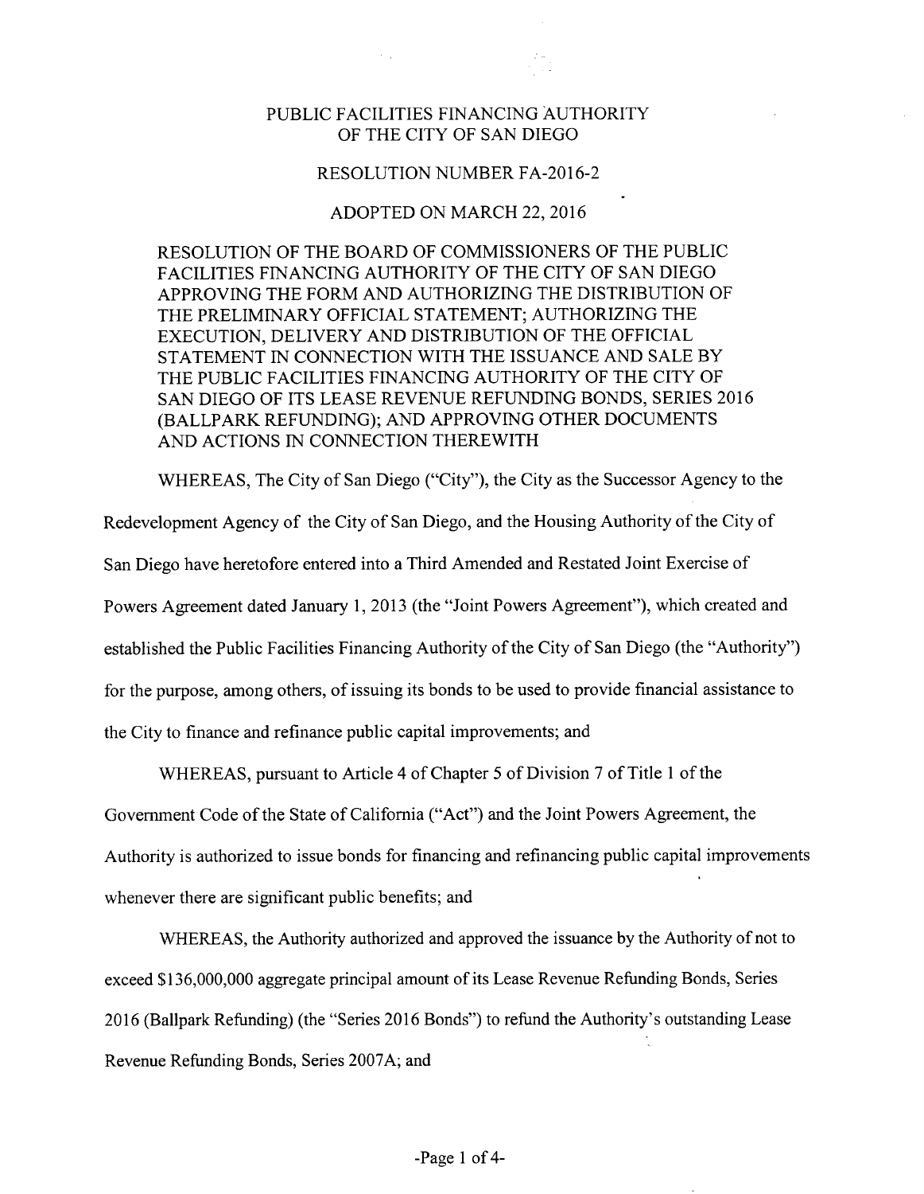# PUBLIC FACILITIES FINANCING AUTHORITY OF THE CITY OF SAN DIEGO

## RESOLUTION NUMBER FA-2016-2

## ADOPTED ON MARCH 22, 2016

RESOLUTION OF THE BOARD OF COMMISSIONERS OF THE PUBLIC FACILITIES FINANCING AUTHORITY OF THE CITY OF SAN DIEGO APPROVING THE FORM AND AUTHORIZING THE DISTRIBUTION OF THE PRELIMINARY OFFICIAL STATEMENT; AUTHORIZING THE EXECUTION, DELIVERY AND DISTRIBUTION OF THE OFFICIAL STATEMENT IN CONNECTION WITH THE ISSUANCE AND SALE BY THE PUBLIC FACILITIES FINANCING AUTHORITY OF THE CITY OF SAN DIEGO OF ITS LEASE REVENUE REFUNDING BONDS, SERIES 2016 (BALLPARK REFUNDING); AND APPROVING OTHER DOCUMENTS AND ACTIONS IN CONNECTION THEREWITH

WHEREAS, The City of San Diego ("City"), the City as the Successor Agency to the Redevelopment Agency of the City of San Diego, and the Housing Authority of the City of San Diego have heretofore entered into a Third Amended and Restated Joint Exercise of Powers Agreement dated January 1, 2013 (the "Joint Powers Agreement"), which created and established the Public Facilities Financing Authority of the City of San Diego (the "Authority") for the purpose, among others, of issuing its bonds to be used to provide financial assistance to the City to finance and refinance public capital improvements; and

WHEREAS, pursuant to Article 4 of Chapter 5 of Division 7 of Title 1 of the Government Code of the State of California ("Act") and the Joint Powers Agreement, the Authority is authorized to issue bonds for financing and refinancing public capital improvements whenever there are significant public benefits; and

WHEREAS, the Authority authorized and approved the issuance by the Authority of not to exceed $136,000,000 aggregate principal amount of its Lease Revenue Refunding Bonds, Series 2016 (Ballpark Refunding) (the "Series 2016 Bonds") to refund the Authority's outstanding Lease Revenue Refunding Bonds, Series 2007A; and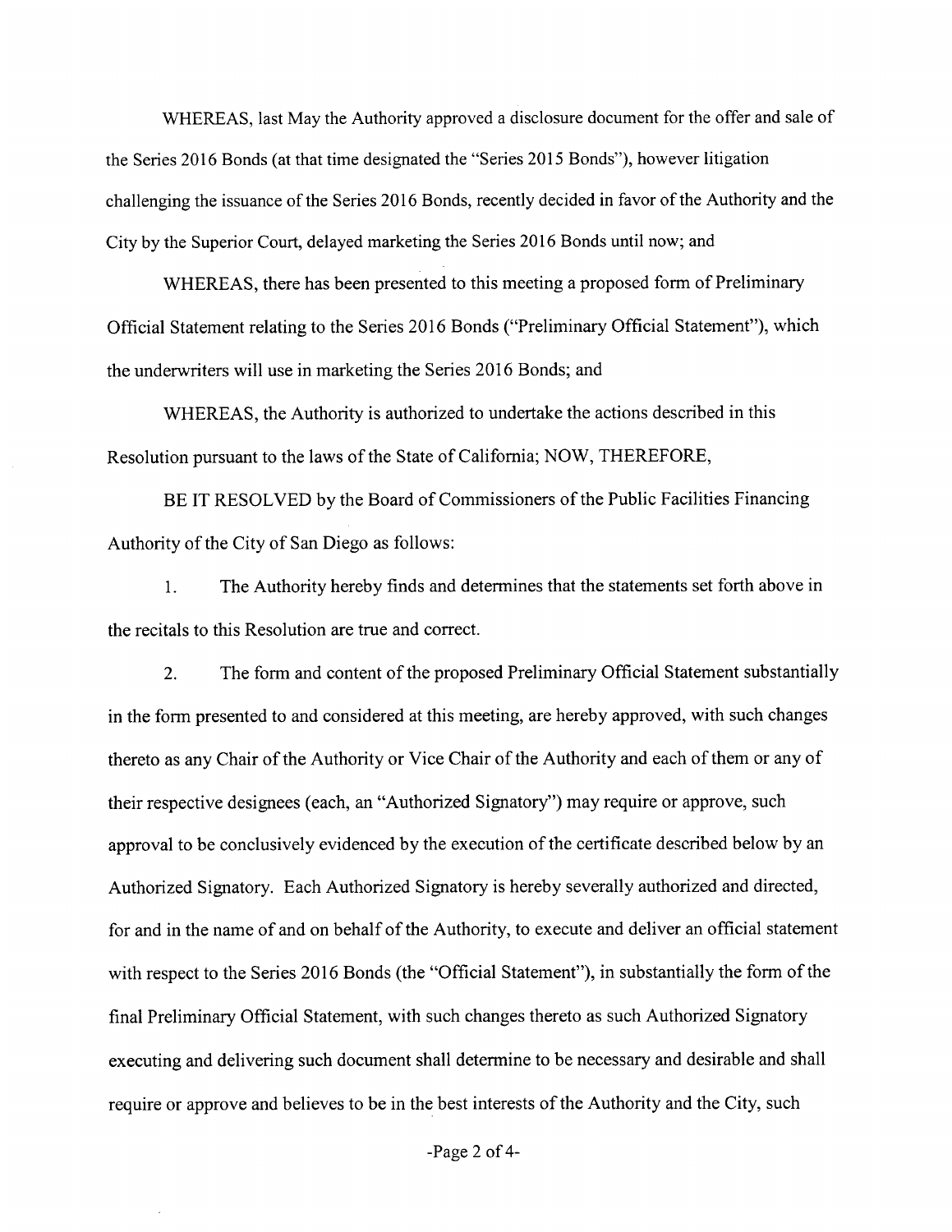WHEREAS, last May the Authority approved a disclosure document for the offer and sale of the Series 2016 Bonds (at that time designated the "Series 2015 Bonds"), however litigation challenging the issuance of the Series 2016 Bonds, recently decided in favor of the Authority and the City by the Superior Court, delayed marketing the Series 2016 Bonds until now; and

WHEREAS, there has been presented to this meeting a proposed form of Preliminary Official Statement relating to the Series 2016 Bonds ("Preliminary Official Statement"), which the underwriters will use in marketing the Series 2016 Bonds; and

WHEREAS, the Authority is authorized to undertake the actions described in this Resolution pursuant to the laws of the State of California; NOW, THEREFORE,

BE IT RESOLVED by the Board of Commissioners of the Public Facilities Financing Authority of the City of San Diego as follows:

1. The Authority hereby finds and determines that the statements set forth above in the recitals to this Resolution are true and correct.

2. The form and content of the proposed Preliminary Official Statement substantially in the form presented to and considered at this meeting, are hereby approved, with such changes thereto as any Chair of the Authority or Vice Chair of the Authority and each of them or any of their respective designees (each, an "Authorized Signatory") may require or approve, such approval to be conclusively evidenced by the execution of the certificate described below by an Authorized Signatory. Each Authorized Signatory is hereby severally authorized and directed, for and in the name of and on behalf of the Authority, to execute and deliver an official statement with respect to the Series 2016 Bonds (the "Official Statement"), in substantially the form of the final Preliminary Official Statement, with such changes thereto as such Authorized Signatory executing and delivering such document shall determine to be necessary and desirable and shall require or approve and believes to be in the best interests of the Authority and the City, such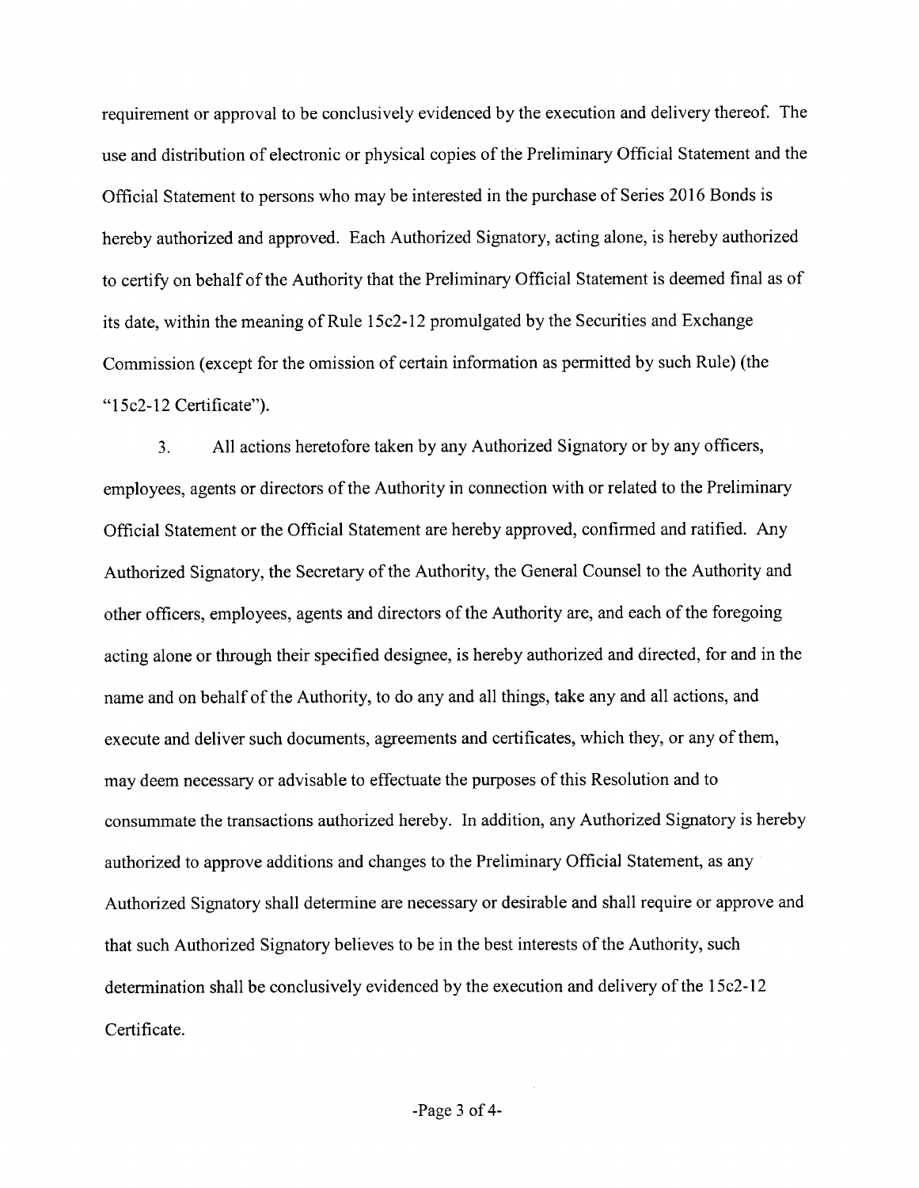requirement or approval to be conclusively evidenced by the execution and delivery thereof. The use and distribution of electronic or physical copies of the Preliminary Official Statement and the Official Statement to persons who may be interested in the purchase of Series 2016 Bonds is hereby authorized and approved. Each Authorized Signatory, acting alone, is hereby authorized to certify on behalf of the Authority that the Preliminary Official Statement is deemed final as of its date, within the meaning of Rule 15c2-12 promulgated by the Securities and Exchange Commission (except for the omission of certain information as permitted by such Rule) (the "15c2-12 Certificate").

3. All actions heretofore taken by any Authorized Signatory or by any officers, employees, agents or directors of the Authority in connection with or related to the Preliminary Official Statement or the Official Statement are hereby approved, confirmed and ratified. Any Authorized Signatory, the Secretary of the Authority, the General Counsel to the Authority and other officers, employees, agents and directors of the Authority are, and each of the foregoing acting alone or through their specified designee, is hereby authorized and directed, for and in the name and on behalf of the Authority, to do any and all things, take any and all actions, and execute and deliver such documents, agreements and certificates, which they, or any of them, may deem necessary or advisable to effectuate the purposes of this Resolution and to consummate the transactions authorized hereby. In addition, any Authorized Signatory is hereby authorized to approve additions and changes to the Preliminary Official Statement, as any Authorized Signatory shall determine are necessary or desirable and shall require or approve and that such Authorized Signatory believes to be in the best interests of the Authority, such determination shall be conclusively evidenced by the execution and delivery of the 15c2-12 Certificate.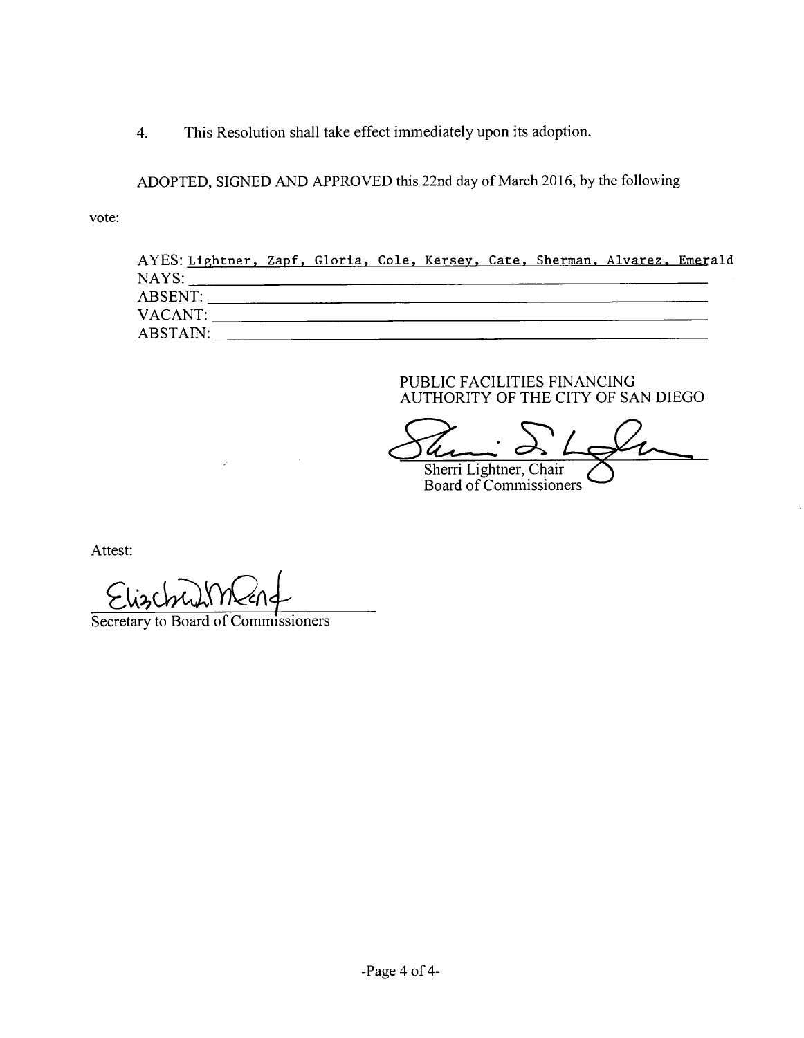4. This Resolution shall take effect immediately upon its adoption.

ADOPTED, SIGNED AND APPROVED this 22nd day of March 2016, by the following vote:

AYES: Lightner, Zapf, Gloria, Cole, Kersey, Cate, Sherman, Alvarez, Emerald
NAYS: ______________________
ABSENT: ______________________
VACANT: ______________________
ABSTAIN: ______________________

PUBLIC FACILITIES FINANCING AUTHORITY OF THE CITY OF SAN DIEGO

Sherri Lightner, Chair
Board of Commissioners

Attest:

Secretary to Board of Commissioners